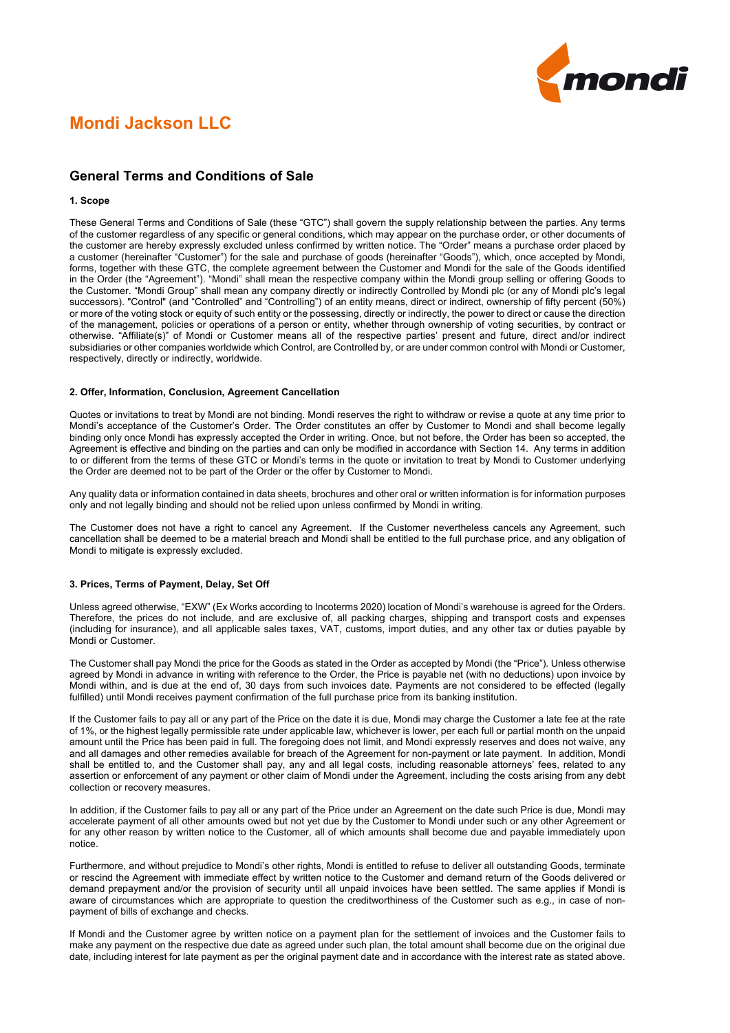# Mondi Jackson LLC

## General Terms and Conditions of Sale

### 1. Scope

These General Terms and Conditions of Sale (these "GTC") shall govern the supply relationship between the parties. Any terms of the customer regardless of any specific or general conditions, which may appear on the purchase order, or other documents of the customer are hereby expressly excluded unless confirmed by written notice. The "Order" means a purchase order placed by a customer (hereinafter "Customer") for the sale and purchase of goods (hereinafter "Goods"), which, once accepted by Mondi, forms, together with these GTC, the complete agreement between the Customer and Mondi for the sale of the Goods identified in the Order (the "Agreement"). "Mondi" shall mean the respective company within the Mondi group selling or offering Goods to the Customer. "Mondi Group" shall mean any company directly or indirectly Controlled by Mondi plc (or any of Mondi plc's legal successors). "Control" (and "Controlled" and "Controlling") of an entity means, direct or indirect, ownership of fifty percent (50%) or more of the voting stock or equity of such entity or the possessing, directly or indirectly, the power to direct or cause the direction of the management, policies or operations of a person or entity, whether through ownership of voting securities, by contract or otherwise. "Affiliate(s)" of Mondi or Customer means all of the respective parties' present and future, direct and/or indirect subsidiaries or other companies worldwide which Control, are Controlled by, or are under common control with Mondi or Customer, respectively, directly or indirectly, worldwide.

### 2. Offer, Information, Conclusion, Agreement Cancellation

Quotes or invitations to treat by Mondi are not binding. Mondi reserves the right to withdraw or revise a quote at any time prior to Mondi's acceptance of the Customer's Order. The Order constitutes an offer by Customer to Mondi and shall become legally binding only once Mondi has expressly accepted the Order in writing. Once, but not before, the Order has been so accepted, the Agreement is effective and binding on the parties and can only be modified in accordance with Section 14. Any terms in addition to or different from the terms of these GTC or Mondi's terms in the quote or invitation to treat by Mondi to Customer underlying the Order are deemed not to be part of the Order or the offer by Customer to Mondi.

Any quality data or information contained in data sheets, brochures and other oral or written information is for information purposes only and not legally binding and should not be relied upon unless confirmed by Mondi in writing.

The Customer does not have a right to cancel any Agreement. If the Customer nevertheless cancels any Agreement, such cancellation shall be deemed to be a material breach and Mondi shall be entitled to the full purchase price, and any obligation of Mondi to mitigate is expressly excluded.

### 3. Prices, Terms of Payment, Delay, Set Off

Unless agreed otherwise, "EXW" (Ex Works according to Incoterms 2020) location of Mondi's warehouse is agreed for the Orders. Therefore, the prices do not include, and are exclusive of, all packing charges, shipping and transport costs and expenses (including for insurance), and all applicable sales taxes, VAT, customs, import duties, and any other tax or duties payable by Mondi or Customer.

The Customer shall pay Mondi the price for the Goods as stated in the Order as accepted by Mondi (the "Price"). Unless otherwise agreed by Mondi in advance in writing with reference to the Order, the Price is payable net (with no deductions) upon invoice by Mondi within, and is due at the end of, 30 days from such invoices date. Payments are not considered to be effected (legally fulfilled) until Mondi receives payment confirmation of the full purchase price from its banking institution.

If the Customer fails to pay all or any part of the Price on the date it is due, Mondi may charge the Customer a late fee at the rate of 1%, or the highest legally permissible rate under applicable law, whichever is lower, per each full or partial month on the unpaid amount until the Price has been paid in full. The foregoing does not limit, and Mondi expressly reserves and does not waive, any and all damages and other remedies available for breach of the Agreement for non-payment or late payment. In addition, Mondi shall be entitled to, and the Customer shall pay, any and all legal costs, including reasonable attorneys' fees, related to any assertion or enforcement of any payment or other claim of Mondi under the Agreement, including the costs arising from any debt collection or recovery measures.

In addition, if the Customer fails to pay all or any part of the Price under an Agreement on the date such Price is due, Mondi may accelerate payment of all other amounts owed but not yet due by the Customer to Mondi under such or any other Agreement or for any other reason by written notice to the Customer, all of which amounts shall become due and payable immediately upon notice.

Furthermore, and without prejudice to Mondi's other rights, Mondi is entitled to refuse to deliver all outstanding Goods, terminate or rescind the Agreement with immediate effect by written notice to the Customer and demand return of the Goods delivered or demand prepayment and/or the provision of security until all unpaid invoices have been settled. The same applies if Mondi is aware of circumstances which are appropriate to question the creditworthiness of the Customer such as e.g., in case of non-payment of bills of exchange and checks.

If Mondi and the Customer agree by written notice on a payment plan for the settlement of invoices and the Customer fails to make any payment on the respective due date as agreed under such plan, the total amount shall become due on the original due date, including interest for late payment as per the original payment date and in accordance with the interest rate as stated above.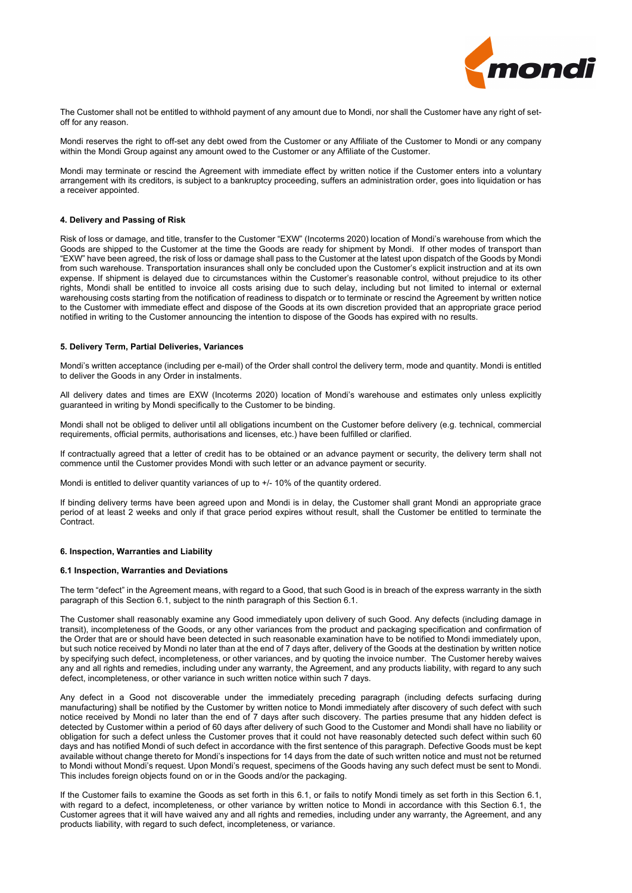The Customer shall not be entitled to withhold payment of any amount due to Mondi, nor shall the Customer have any right of set-off for any reason.

Mondi reserves the right to off-set any debt owed from the Customer or any Affiliate of the Customer to Mondi or any company within the Mondi Group against any amount owed to the Customer or any Affiliate of the Customer.

Mondi may terminate or rescind the Agreement with immediate effect by written notice if the Customer enters into a voluntary arrangement with its creditors, is subject to a bankruptcy proceeding, suffers an administration order, goes into liquidation or has a receiver appointed.

#### 4. Delivery and Passing of Risk

Risk of loss or damage, and title, transfer to the Customer "EXW" (Incoterms 2020) location of Mondi's warehouse from which the Goods are shipped to the Customer at the time the Goods are ready for shipment by Mondi. If other modes of transport than "EXW" have been agreed, the risk of loss or damage shall pass to the Customer at the latest upon dispatch of the Goods by Mondi from such warehouse. Transportation insurances shall only be concluded upon the Customer's explicit instruction and at its own expense. If shipment is delayed due to circumstances within the Customer's reasonable control, without prejudice to its other rights, Mondi shall be entitled to invoice all costs arising due to such delay, including but not limited to internal or external warehousing costs starting from the notification of readiness to dispatch or to terminate or rescind the Agreement by written notice to the Customer with immediate effect and dispose of the Goods at its own discretion provided that an appropriate grace period notified in writing to the Customer announcing the intention to dispose of the Goods has expired with no results.

#### 5. Delivery Term, Partial Deliveries, Variances

Mondi's written acceptance (including per e-mail) of the Order shall control the delivery term, mode and quantity. Mondi is entitled to deliver the Goods in any Order in instalments.

All delivery dates and times are EXW (Incoterms 2020) location of Mondi's warehouse and estimates only unless explicitly guaranteed in writing by Mondi specifically to the Customer to be binding.

Mondi shall not be obliged to deliver until all obligations incumbent on the Customer before delivery (e.g. technical, commercial requirements, official permits, authorisations and licenses, etc.) have been fulfilled or clarified.

If contractually agreed that a letter of credit has to be obtained or an advance payment or security, the delivery term shall not commence until the Customer provides Mondi with such letter or an advance payment or security.

Mondi is entitled to deliver quantity variances of up to +/- 10% of the quantity ordered.

If binding delivery terms have been agreed upon and Mondi is in delay, the Customer shall grant Mondi an appropriate grace period of at least 2 weeks and only if that grace period expires without result, shall the Customer be entitled to terminate the Contract.

#### 6. Inspection, Warranties and Liability

##### 6.1 Inspection, Warranties and Deviations

The term "defect" in the Agreement means, with regard to a Good, that such Good is in breach of the express warranty in the sixth paragraph of this Section 6.1, subject to the ninth paragraph of this Section 6.1.

The Customer shall reasonably examine any Good immediately upon delivery of such Good. Any defects (including damage in transit), incompleteness of the Goods, or any other variances from the product and packaging specification and confirmation of the Order that are or should have been detected in such reasonable examination have to be notified to Mondi immediately upon, but such notice received by Mondi no later than at the end of 7 days after, delivery of the Goods at the destination by written notice by specifying such defect, incompleteness, or other variances, and by quoting the invoice number. The Customer hereby waives any and all rights and remedies, including under any warranty, the Agreement, and any products liability, with regard to any such defect, incompleteness, or other variance in such written notice within such 7 days.

Any defect in a Good not discoverable under the immediately preceding paragraph (including defects surfacing during manufacturing) shall be notified by the Customer by written notice to Mondi immediately after discovery of such defect with such notice received by Mondi no later than the end of 7 days after such discovery. The parties presume that any hidden defect is detected by Customer within a period of 60 days after delivery of such Good to the Customer and Mondi shall have no liability or obligation for such a defect unless the Customer proves that it could not have reasonably detected such defect within such 60 days and has notified Mondi of such defect in accordance with the first sentence of this paragraph. Defective Goods must be kept available without change thereto for Mondi's inspections for 14 days from the date of such written notice and must not be returned to Mondi without Mondi's request. Upon Mondi's request, specimens of the Goods having any such defect must be sent to Mondi. This includes foreign objects found on or in the Goods and/or the packaging.

If the Customer fails to examine the Goods as set forth in this 6.1, or fails to notify Mondi timely as set forth in this Section 6.1, with regard to a defect, incompleteness, or other variance by written notice to Mondi in accordance with this Section 6.1, the Customer agrees that it will have waived any and all rights and remedies, including under any warranty, the Agreement, and any products liability, with regard to such defect, incompleteness, or variance.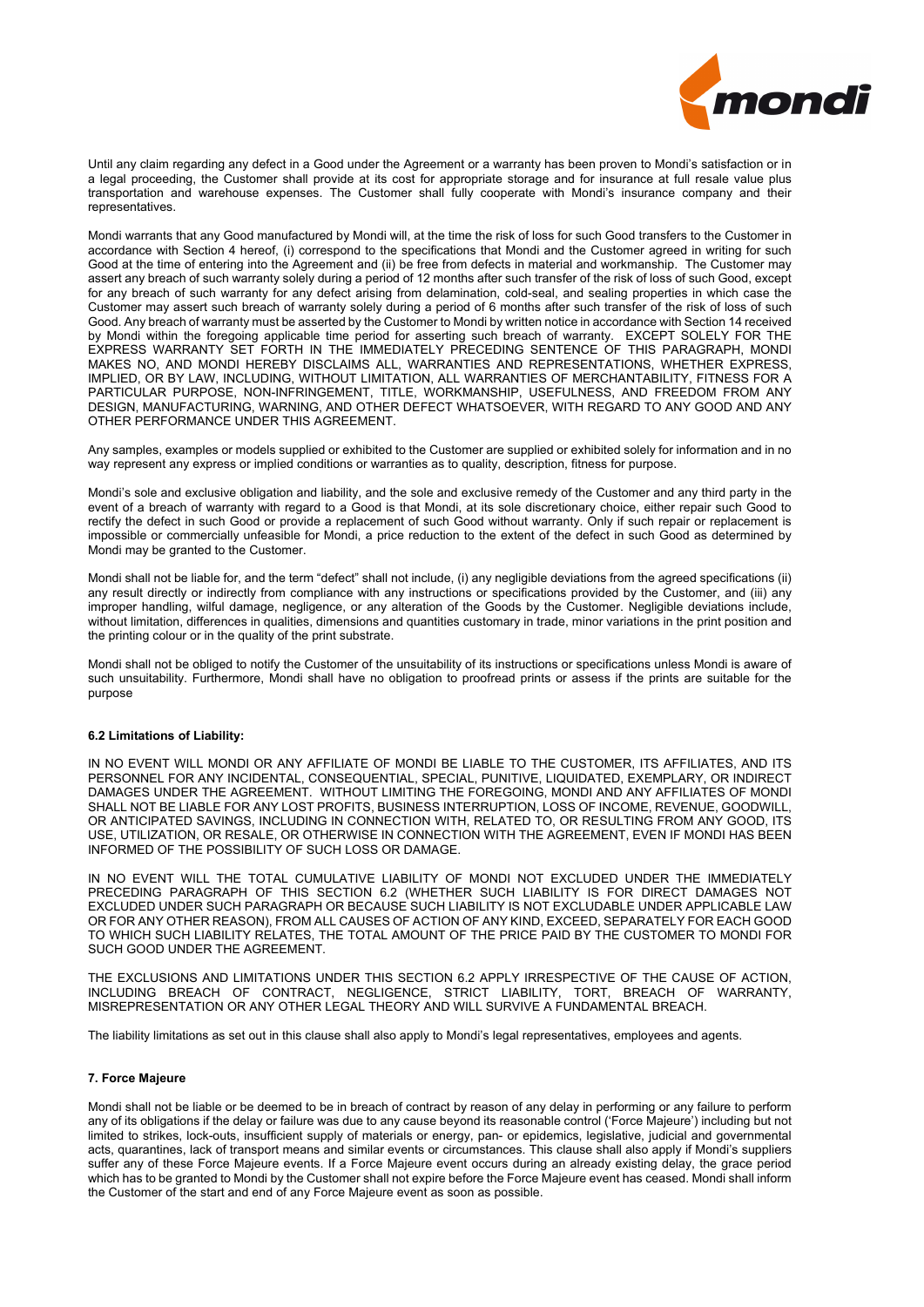Until any claim regarding any defect in a Good under the Agreement or a warranty has been proven to Mondi's satisfaction or in a legal proceeding, the Customer shall provide at its cost for appropriate storage and for insurance at full resale value plus transportation and warehouse expenses. The Customer shall fully cooperate with Mondi's insurance company and their representatives.

Mondi warrants that any Good manufactured by Mondi will, at the time the risk of loss for such Good transfers to the Customer in accordance with Section 4 hereof, (i) correspond to the specifications that Mondi and the Customer agreed in writing for such Good at the time of entering into the Agreement and (ii) be free from defects in material and workmanship. The Customer may assert any breach of such warranty solely during a period of 12 months after such transfer of the risk of loss of such Good, except for any breach of such warranty for any defect arising from delamination, cold-seal, and sealing properties in which case the Customer may assert such breach of warranty solely during a period of 6 months after such transfer of the risk of loss of such Good. Any breach of warranty must be asserted by the Customer to Mondi by written notice in accordance with Section 14 received by Mondi within the foregoing applicable time period for asserting such breach of warranty. EXCEPT SOLELY FOR THE EXPRESS WARRANTY SET FORTH IN THE IMMEDIATELY PRECEDING SENTENCE OF THIS PARAGRAPH, MONDI MAKES NO, AND MONDI HEREBY DISCLAIMS ALL, WARRANTIES AND REPRESENTATIONS, WHETHER EXPRESS, IMPLIED, OR BY LAW, INCLUDING, WITHOUT LIMITATION, ALL WARRANTIES OF MERCHANTABILITY, FITNESS FOR A PARTICULAR PURPOSE, NON-INFRINGEMENT, TITLE, WORKMANSHIP, USEFULNESS, AND FREEDOM FROM ANY DESIGN, MANUFACTURING, WARNING, AND OTHER DEFECT WHATSOEVER, WITH REGARD TO ANY GOOD AND ANY OTHER PERFORMANCE UNDER THIS AGREEMENT.

Any samples, examples or models supplied or exhibited to the Customer are supplied or exhibited solely for information and in no way represent any express or implied conditions or warranties as to quality, description, fitness for purpose.

Mondi's sole and exclusive obligation and liability, and the sole and exclusive remedy of the Customer and any third party in the event of a breach of warranty with regard to a Good is that Mondi, at its sole discretionary choice, either repair such Good to rectify the defect in such Good or provide a replacement of such Good without warranty. Only if such repair or replacement is impossible or commercially unfeasible for Mondi, a price reduction to the extent of the defect in such Good as determined by Mondi may be granted to the Customer.

Mondi shall not be liable for, and the term "defect" shall not include, (i) any negligible deviations from the agreed specifications (ii) any result directly or indirectly from compliance with any instructions or specifications provided by the Customer, and (iii) any improper handling, wilful damage, negligence, or any alteration of the Goods by the Customer. Negligible deviations include, without limitation, differences in qualities, dimensions and quantities customary in trade, minor variations in the print position and the printing colour or in the quality of the print substrate.

Mondi shall not be obliged to notify the Customer of the unsuitability of its instructions or specifications unless Mondi is aware of such unsuitability. Furthermore, Mondi shall have no obligation to proofread prints or assess if the prints are suitable for the purpose

**6.2 Limitations of Liability:**

IN NO EVENT WILL MONDI OR ANY AFFILIATE OF MONDI BE LIABLE TO THE CUSTOMER, ITS AFFILIATES, AND ITS PERSONNEL FOR ANY INCIDENTAL, CONSEQUENTIAL, SPECIAL, PUNITIVE, LIQUIDATED, EXEMPLARY, OR INDIRECT DAMAGES UNDER THE AGREEMENT. WITHOUT LIMITING THE FOREGOING, MONDI AND ANY AFFILIATES OF MONDI SHALL NOT BE LIABLE FOR ANY LOST PROFITS, BUSINESS INTERRUPTION, LOSS OF INCOME, REVENUE, GOODWILL, OR ANTICIPATED SAVINGS, INCLUDING IN CONNECTION WITH, RELATED TO, OR RESULTING FROM ANY GOOD, ITS USE, UTILIZATION, OR RESALE, OR OTHERWISE IN CONNECTION WITH THE AGREEMENT, EVEN IF MONDI HAS BEEN INFORMED OF THE POSSIBILITY OF SUCH LOSS OR DAMAGE.

IN NO EVENT WILL THE TOTAL CUMULATIVE LIABILITY OF MONDI NOT EXCLUDED UNDER THE IMMEDIATELY PRECEDING PARAGRAPH OF THIS SECTION 6.2 (WHETHER SUCH LIABILITY IS FOR DIRECT DAMAGES NOT EXCLUDED UNDER SUCH PARAGRAPH OR BECAUSE SUCH LIABILITY IS NOT EXCLUDABLE UNDER APPLICABLE LAW OR FOR ANY OTHER REASON), FROM ALL CAUSES OF ACTION OF ANY KIND, EXCEED, SEPARATELY FOR EACH GOOD TO WHICH SUCH LIABILITY RELATES, THE TOTAL AMOUNT OF THE PRICE PAID BY THE CUSTOMER TO MONDI FOR SUCH GOOD UNDER THE AGREEMENT.

THE EXCLUSIONS AND LIMITATIONS UNDER THIS SECTION 6.2 APPLY IRRESPECTIVE OF THE CAUSE OF ACTION, INCLUDING BREACH OF CONTRACT, NEGLIGENCE, STRICT LIABILITY, TORT, BREACH OF WARRANTY, MISREPRESENTATION OR ANY OTHER LEGAL THEORY AND WILL SURVIVE A FUNDAMENTAL BREACH.

The liability limitations as set out in this clause shall also apply to Mondi's legal representatives, employees and agents.

**7. Force Majeure**

Mondi shall not be liable or be deemed to be in breach of contract by reason of any delay in performing or any failure to perform any of its obligations if the delay or failure was due to any cause beyond its reasonable control ('Force Majeure') including but not limited to strikes, lock-outs, insufficient supply of materials or energy, pan- or epidemics, legislative, judicial and governmental acts, quarantines, lack of transport means and similar events or circumstances. This clause shall also apply if Mondi's suppliers suffer any of these Force Majeure events. If a Force Majeure event occurs during an already existing delay, the grace period which has to be granted to Mondi by the Customer shall not expire before the Force Majeure event has ceased. Mondi shall inform the Customer of the start and end of any Force Majeure event as soon as possible.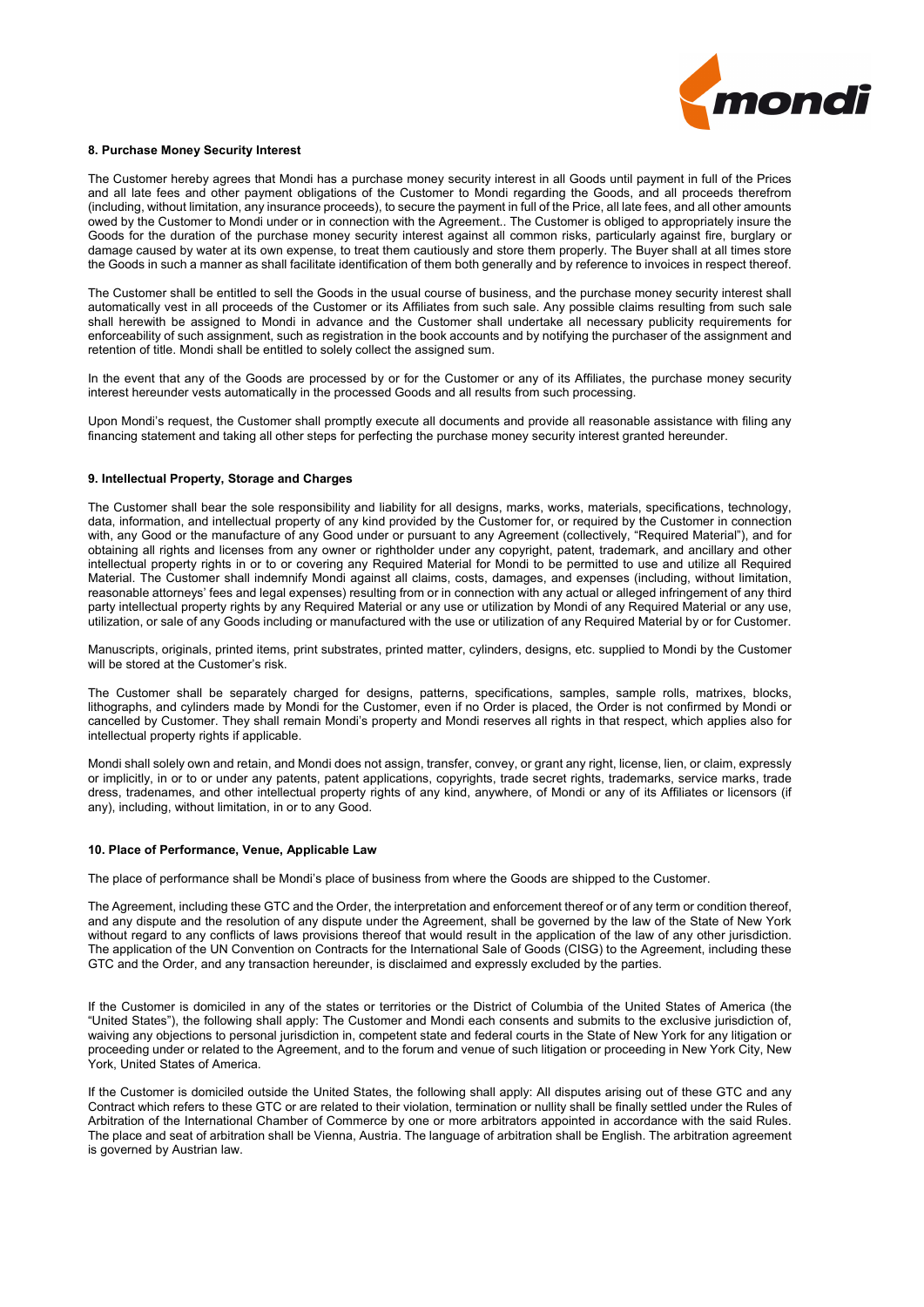### 8. Purchase Money Security Interest

The Customer hereby agrees that Mondi has a purchase money security interest in all Goods until payment in full of the Prices and all late fees and other payment obligations of the Customer to Mondi regarding the Goods, and all proceeds therefrom (including, without limitation, any insurance proceeds), to secure the payment in full of the Price, all late fees, and all other amounts owed by the Customer to Mondi under or in connection with the Agreement.. The Customer is obliged to appropriately insure the Goods for the duration of the purchase money security interest against all common risks, particularly against fire, burglary or damage caused by water at its own expense, to treat them cautiously and store them properly. The Buyer shall at all times store the Goods in such a manner as shall facilitate identification of them both generally and by reference to invoices in respect thereof.

The Customer shall be entitled to sell the Goods in the usual course of business, and the purchase money security interest shall automatically vest in all proceeds of the Customer or its Affiliates from such sale. Any possible claims resulting from such sale shall herewith be assigned to Mondi in advance and the Customer shall undertake all necessary publicity requirements for enforceability of such assignment, such as registration in the book accounts and by notifying the purchaser of the assignment and retention of title. Mondi shall be entitled to solely collect the assigned sum.

In the event that any of the Goods are processed by or for the Customer or any of its Affiliates, the purchase money security interest hereunder vests automatically in the processed Goods and all results from such processing.

Upon Mondi's request, the Customer shall promptly execute all documents and provide all reasonable assistance with filing any financing statement and taking all other steps for perfecting the purchase money security interest granted hereunder.

### 9. Intellectual Property, Storage and Charges

The Customer shall bear the sole responsibility and liability for all designs, marks, works, materials, specifications, technology, data, information, and intellectual property of any kind provided by the Customer for, or required by the Customer in connection with, any Good or the manufacture of any Good under or pursuant to any Agreement (collectively, "Required Material"), and for obtaining all rights and licenses from any owner or rightholder under any copyright, patent, trademark, and ancillary and other intellectual property rights in or to or covering any Required Material for Mondi to be permitted to use and utilize all Required Material. The Customer shall indemnify Mondi against all claims, costs, damages, and expenses (including, without limitation, reasonable attorneys' fees and legal expenses) resulting from or in connection with any actual or alleged infringement of any third party intellectual property rights by any Required Material or any use or utilization by Mondi of any Required Material or any use, utilization, or sale of any Goods including or manufactured with the use or utilization of any Required Material by or for Customer.

Manuscripts, originals, printed items, print substrates, printed matter, cylinders, designs, etc. supplied to Mondi by the Customer will be stored at the Customer's risk.

The Customer shall be separately charged for designs, patterns, specifications, samples, sample rolls, matrixes, blocks, lithographs, and cylinders made by Mondi for the Customer, even if no Order is placed, the Order is not confirmed by Mondi or cancelled by Customer. They shall remain Mondi's property and Mondi reserves all rights in that respect, which applies also for intellectual property rights if applicable.

Mondi shall solely own and retain, and Mondi does not assign, transfer, convey, or grant any right, license, lien, or claim, expressly or implicitly, in or to or under any patents, patent applications, copyrights, trade secret rights, trademarks, service marks, trade dress, tradenames, and other intellectual property rights of any kind, anywhere, of Mondi or any of its Affiliates or licensors (if any), including, without limitation, in or to any Good.

### 10. Place of Performance, Venue, Applicable Law

The place of performance shall be Mondi's place of business from where the Goods are shipped to the Customer.

The Agreement, including these GTC and the Order, the interpretation and enforcement thereof or of any term or condition thereof, and any dispute and the resolution of any dispute under the Agreement, shall be governed by the law of the State of New York without regard to any conflicts of laws provisions thereof that would result in the application of the law of any other jurisdiction. The application of the UN Convention on Contracts for the International Sale of Goods (CISG) to the Agreement, including these GTC and the Order, and any transaction hereunder, is disclaimed and expressly excluded by the parties.

If the Customer is domiciled in any of the states or territories or the District of Columbia of the United States of America (the "United States"), the following shall apply: The Customer and Mondi each consents and submits to the exclusive jurisdiction of, waiving any objections to personal jurisdiction in, competent state and federal courts in the State of New York for any litigation or proceeding under or related to the Agreement, and to the forum and venue of such litigation or proceeding in New York City, New York, United States of America.

If the Customer is domiciled outside the United States, the following shall apply: All disputes arising out of these GTC and any Contract which refers to these GTC or are related to their violation, termination or nullity shall be finally settled under the Rules of Arbitration of the International Chamber of Commerce by one or more arbitrators appointed in accordance with the said Rules. The place and seat of arbitration shall be Vienna, Austria. The language of arbitration shall be English. The arbitration agreement is governed by Austrian law.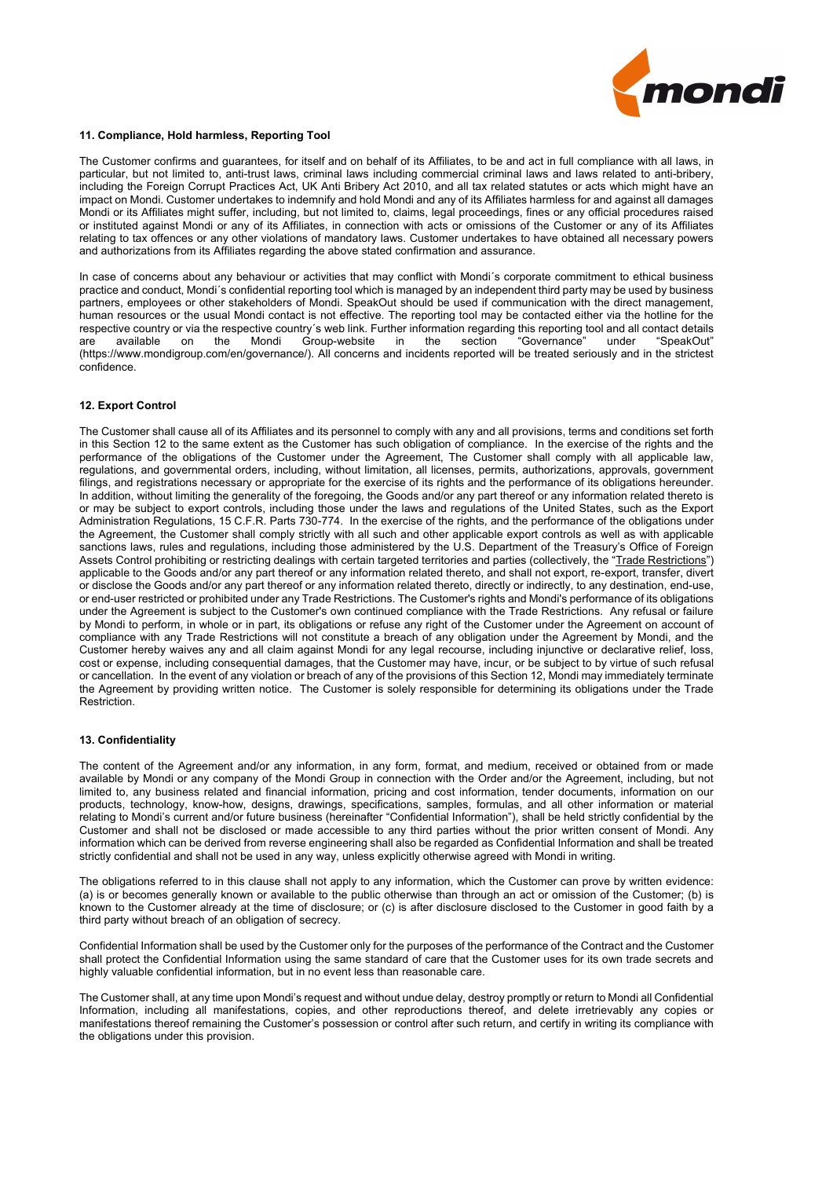### 11. Compliance, Hold harmless, Reporting Tool

The Customer confirms and guarantees, for itself and on behalf of its Affiliates, to be and act in full compliance with all laws, in particular, but not limited to, anti-trust laws, criminal laws including commercial criminal laws and laws related to anti-bribery, including the Foreign Corrupt Practices Act, UK Anti Bribery Act 2010, and all tax related statutes or acts which might have an impact on Mondi. Customer undertakes to indemnify and hold Mondi and any of its Affiliates harmless for and against all damages Mondi or its Affiliates might suffer, including, but not limited to, claims, legal proceedings, fines or any official procedures raised or instituted against Mondi or any of its Affiliates, in connection with acts or omissions of the Customer or any of its Affiliates relating to tax offences or any other violations of mandatory laws. Customer undertakes to have obtained all necessary powers and authorizations from its Affiliates regarding the above stated confirmation and assurance.

In case of concerns about any behaviour or activities that may conflict with Mondi´s corporate commitment to ethical business practice and conduct, Mondi´s confidential reporting tool which is managed by an independent third party may be used by business partners, employees or other stakeholders of Mondi. SpeakOut should be used if communication with the direct management, human resources or the usual Mondi contact is not effective. The reporting tool may be contacted either via the hotline for the respective country or via the respective country´s web link. Further information regarding this reporting tool and all contact details are available on the Mondi Group-website in the section "Governance" under "SpeakOut" (https://www.mondigroup.com/en/governance/). All concerns and incidents reported will be treated seriously and in the strictest confidence.

### 12. Export Control

The Customer shall cause all of its Affiliates and its personnel to comply with any and all provisions, terms and conditions set forth in this Section 12 to the same extent as the Customer has such obligation of compliance. In the exercise of the rights and the performance of the obligations of the Customer under the Agreement, The Customer shall comply with all applicable law, regulations, and governmental orders, including, without limitation, all licenses, permits, authorizations, approvals, government filings, and registrations necessary or appropriate for the exercise of its rights and the performance of its obligations hereunder. In addition, without limiting the generality of the foregoing, the Goods and/or any part thereof or any information related thereto is or may be subject to export controls, including those under the laws and regulations of the United States, such as the Export Administration Regulations, 15 C.F.R. Parts 730-774. In the exercise of the rights, and the performance of the obligations under the Agreement, the Customer shall comply strictly with all such and other applicable export controls as well as with applicable sanctions laws, rules and regulations, including those administered by the U.S. Department of the Treasury's Office of Foreign Assets Control prohibiting or restricting dealings with certain targeted territories and parties (collectively, the "Trade Restrictions") applicable to the Goods and/or any part thereof or any information related thereto, and shall not export, re-export, transfer, divert or disclose the Goods and/or any part thereof or any information related thereto, directly or indirectly, to any destination, end-use, or end-user restricted or prohibited under any Trade Restrictions. The Customer's rights and Mondi's performance of its obligations under the Agreement is subject to the Customer's own continued compliance with the Trade Restrictions. Any refusal or failure by Mondi to perform, in whole or in part, its obligations or refuse any right of the Customer under the Agreement on account of compliance with any Trade Restrictions will not constitute a breach of any obligation under the Agreement by Mondi, and the Customer hereby waives any and all claim against Mondi for any legal recourse, including injunctive or declarative relief, loss, cost or expense, including consequential damages, that the Customer may have, incur, or be subject to by virtue of such refusal or cancellation. In the event of any violation or breach of any of the provisions of this Section 12, Mondi may immediately terminate the Agreement by providing written notice. The Customer is solely responsible for determining its obligations under the Trade Restriction.

### 13. Confidentiality

The content of the Agreement and/or any information, in any form, format, and medium, received or obtained from or made available by Mondi or any company of the Mondi Group in connection with the Order and/or the Agreement, including, but not limited to, any business related and financial information, pricing and cost information, tender documents, information on our products, technology, know-how, designs, drawings, specifications, samples, formulas, and all other information or material relating to Mondi's current and/or future business (hereinafter "Confidential Information"), shall be held strictly confidential by the Customer and shall not be disclosed or made accessible to any third parties without the prior written consent of Mondi. Any information which can be derived from reverse engineering shall also be regarded as Confidential Information and shall be treated strictly confidential and shall not be used in any way, unless explicitly otherwise agreed with Mondi in writing.

The obligations referred to in this clause shall not apply to any information, which the Customer can prove by written evidence: (a) is or becomes generally known or available to the public otherwise than through an act or omission of the Customer; (b) is known to the Customer already at the time of disclosure; or (c) is after disclosure disclosed to the Customer in good faith by a third party without breach of an obligation of secrecy.

Confidential Information shall be used by the Customer only for the purposes of the performance of the Contract and the Customer shall protect the Confidential Information using the same standard of care that the Customer uses for its own trade secrets and highly valuable confidential information, but in no event less than reasonable care.

The Customer shall, at any time upon Mondi's request and without undue delay, destroy promptly or return to Mondi all Confidential Information, including all manifestations, copies, and other reproductions thereof, and delete irretrievably any copies or manifestations thereof remaining the Customer's possession or control after such return, and certify in writing its compliance with the obligations under this provision.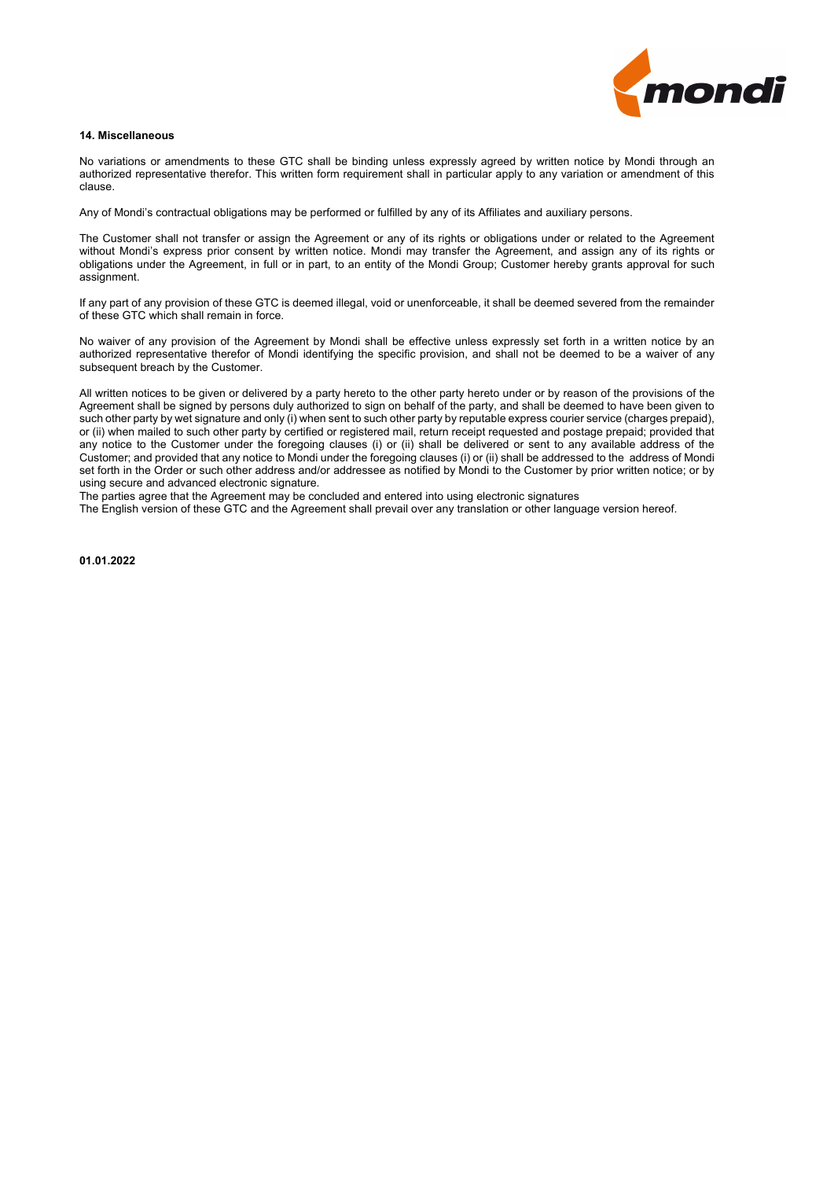## 14. Miscellaneous

No variations or amendments to these GTC shall be binding unless expressly agreed by written notice by Mondi through an authorized representative therefor. This written form requirement shall in particular apply to any variation or amendment of this clause.

Any of Mondi's contractual obligations may be performed or fulfilled by any of its Affiliates and auxiliary persons.

The Customer shall not transfer or assign the Agreement or any of its rights or obligations under or related to the Agreement without Mondi's express prior consent by written notice. Mondi may transfer the Agreement, and assign any of its rights or obligations under the Agreement, in full or in part, to an entity of the Mondi Group; Customer hereby grants approval for such assignment.

If any part of any provision of these GTC is deemed illegal, void or unenforceable, it shall be deemed severed from the remainder of these GTC which shall remain in force.

No waiver of any provision of the Agreement by Mondi shall be effective unless expressly set forth in a written notice by an authorized representative therefor of Mondi identifying the specific provision, and shall not be deemed to be a waiver of any subsequent breach by the Customer.

All written notices to be given or delivered by a party hereto to the other party hereto under or by reason of the provisions of the Agreement shall be signed by persons duly authorized to sign on behalf of the party, and shall be deemed to have been given to such other party by wet signature and only (i) when sent to such other party by reputable express courier service (charges prepaid), or (ii) when mailed to such other party by certified or registered mail, return receipt requested and postage prepaid; provided that any notice to the Customer under the foregoing clauses (i) or (ii) shall be delivered or sent to any available address of the Customer; and provided that any notice to Mondi under the foregoing clauses (i) or (ii) shall be addressed to the address of Mondi set forth in the Order or such other address and/or addressee as notified by Mondi to the Customer by prior written notice; or by using secure and advanced electronic signature.
The parties agree that the Agreement may be concluded and entered into using electronic signatures
The English version of these GTC and the Agreement shall prevail over any translation or other language version hereof.

**01.01.2022**